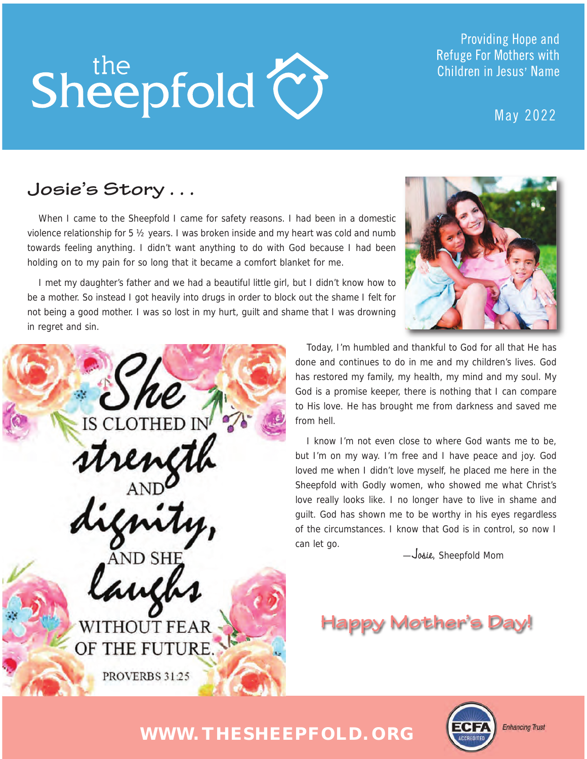# the Sheepfold

Providing Hope and Refuge For Mothers with Children in Jesus' Name

May 2022

## Josie's Story . . .

When I came to the Sheepfold I came for safety reasons. I had been in a domestic violence relationship for 5 ½ years. I was broken inside and my heart was cold and numb towards feeling anything. I didn't want anything to do with God because I had been holding on to my pain for so long that it became a comfort blanket for me.

I met my daughter's father and we had a beautiful little girl, but I didn't know how to be a mother. So instead I got heavily into drugs in order to block out the shame I felt for not being a good mother. I was so lost in my hurt, guilt and shame that I was drowning in regret and sin.

Today, I'm humbled and thankful to God for all that He has done and continues to do in me and my children's lives. God has restored my family, my health, my mind and my soul. My God is a promise keeper, there is nothing that I can compare to His love. He has brought me from darkness and saved me from hell.

I know I'm not even close to where God wants me to be, but I'm on my way. I'm free and I have peace and joy. God loved me when I didn't love myself, he placed me here in the Sheepfold with Godly women, who showed me what Christ's love really looks like. I no longer have to live in shame and guilt. God has shown me to be worthy in his eyes regardless of the circumstances. I know that God is in control, so now I can let go.

—*Josie*, Sheepfold Mom

*She* IS CLOTHED IN *strength* AND *dignity*, AND SHE *laughs* WITHOUT FEAR OF THE FUTURE.

PROVERBS 31:25

**Happy Mother's Day!**

**WWW.THESHEEPFOLD.ORG**

ECFA ACCREDITED — Enhancing Trust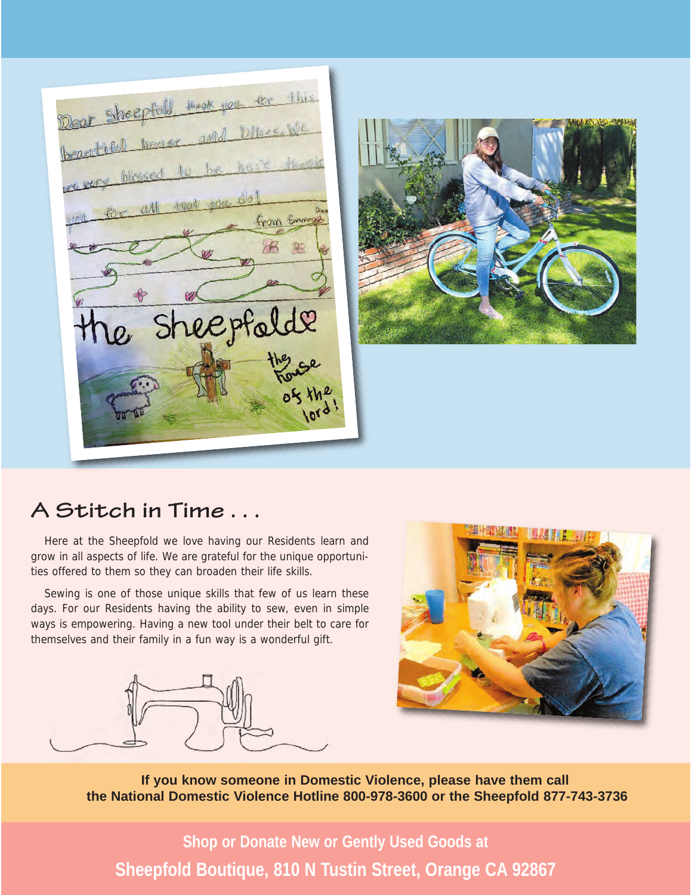## A Stitch in Time . . .

Here at the Sheepfold we love having our Residents learn and grow in all aspects of life. We are grateful for the unique opportunities offered to them so they can broaden their life skills.

Sewing is one of those unique skills that few of us learn these days. For our Residents having the ability to sew, even in simple ways is empowering. Having a new tool under their belt to care for themselves and their family in a fun way is a wonderful gift.

**If you know someone in Domestic Violence, please have them call the National Domestic Violence Hotline 800-978-3600 or the Sheepfold 877-743-3736**

**Shop or Donate New or Gently Used Goods at**
**Sheepfold Boutique, 810 N Tustin Street, Orange CA 92867**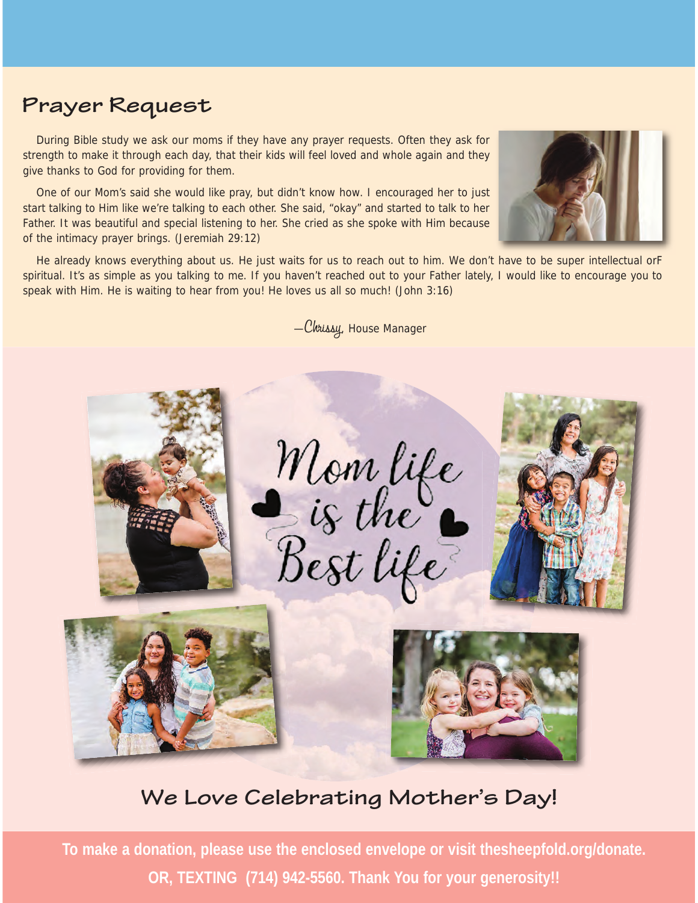## Prayer Request

During Bible study we ask our moms if they have any prayer requests. Often they ask for strength to make it through each day, that their kids will feel loved and whole again and they give thanks to God for providing for them.

One of our Mom's said she would like pray, but didn't know how. I encouraged her to just start talking to Him like we're talking to each other. She said, "okay" and started to talk to her Father. It was beautiful and special listening to her. She cried as she spoke with Him because of the intimacy prayer brings. (Jeremiah 29:12)

He already knows everything about us. He just waits for us to reach out to him. We don't have to be super intellectual orF spiritual. It's as simple as you talking to me. If you haven't reached out to your Father lately, I would like to encourage you to speak with Him. He is waiting to hear from you! He loves us all so much! (John 3:16)

—*Chrissy*, House Manager

*Mom life is the Best life*

## We Love Celebrating Mother's Day!

**To make a donation, please use the enclosed envelope or visit thesheepfold.org/donate.**

**OR, TEXTING (714) 942-5560. Thank You for your generosity!!**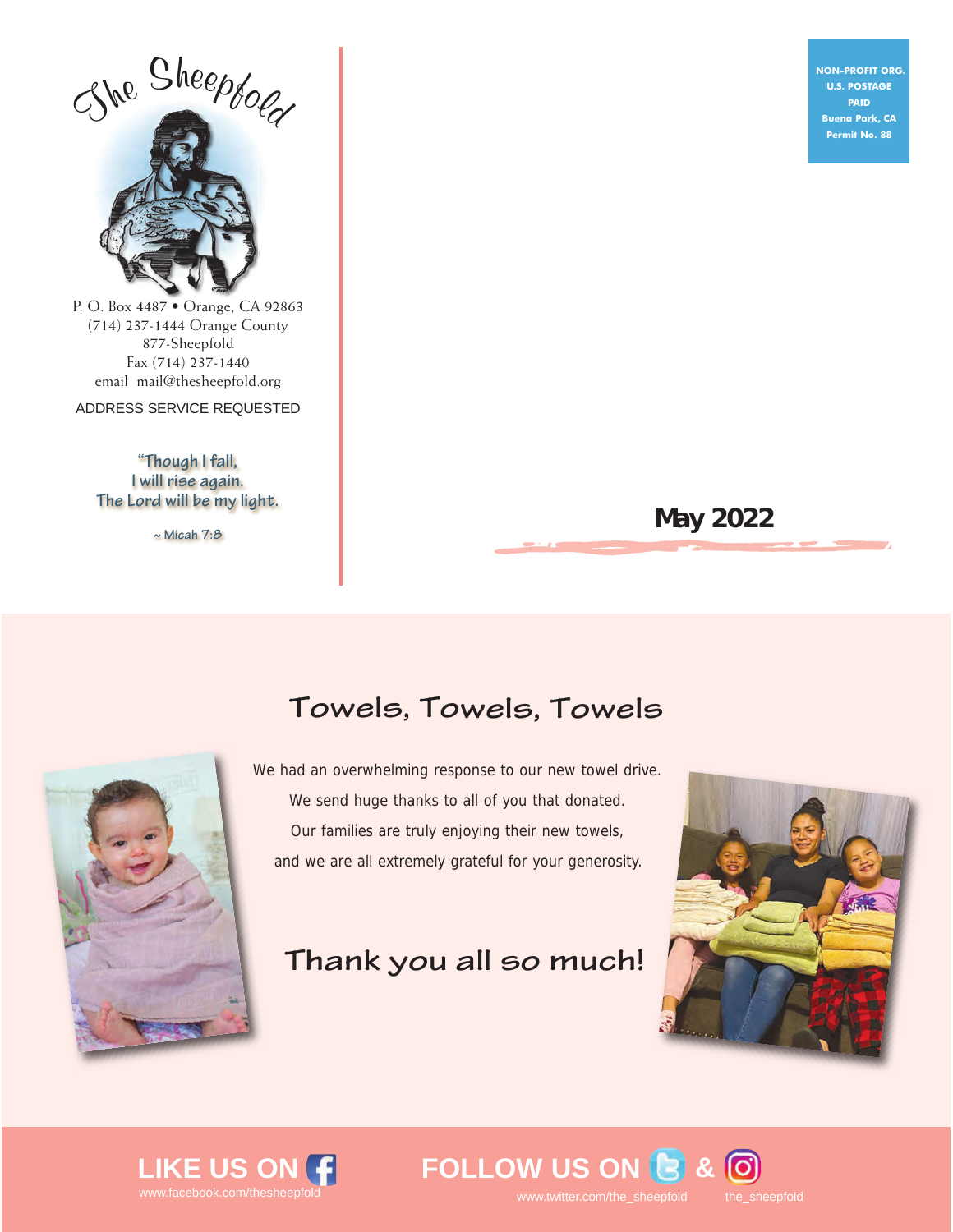The Sheepfold

P. O. Box 4487 • Orange, CA 92863
(714) 237-1444 Orange County
877-Sheepfold
Fax (714) 237-1440
email mail@thesheepfold.org

ADDRESS SERVICE REQUESTED

"Though I fall,
I will rise again.
The Lord will be my light.

~ Micah 7:8

NON-PROFIT ORG.
U.S. POSTAGE
PAID
Buena Park, CA
Permit No. 88

**May 2022**

## Towels, Towels, Towels

We had an overwhelming response to our new towel drive.
We send huge thanks to all of you that donated.
Our families are truly enjoying their new towels,
and we are all extremely grateful for your generosity.

## Thank you all so much!

**LIKE US ON** Facebook
www.facebook.com/thesheepfold

**FOLLOW US ON** Twitter & Instagram
www.twitter.com/the_sheepfold    the_sheepfold